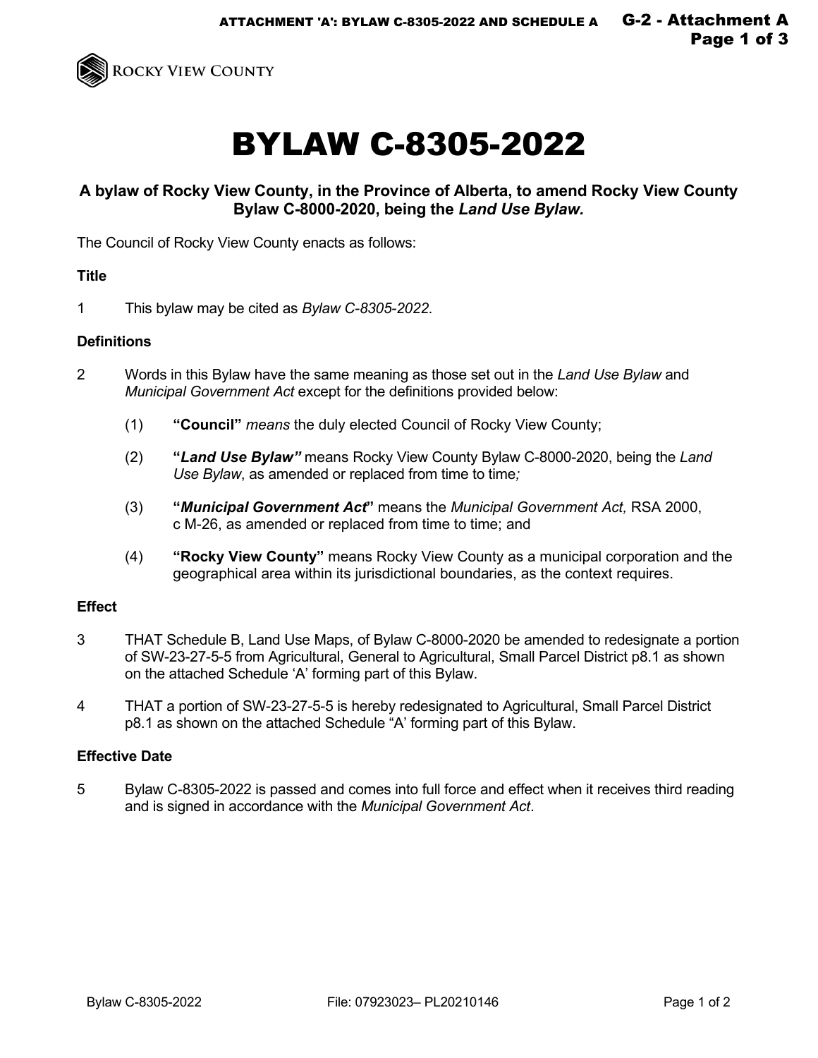# BYLAW C-8305-2022

**A bylaw of Rocky View County, in the Province of Alberta, to amend Rocky View County Bylaw C-8000-2020, being the *Land Use Bylaw.***

The Council of Rocky View County enacts as follows:

**Title**

1 This bylaw may be cited as *Bylaw C-8305-2022*.

**Definitions**

2 Words in this Bylaw have the same meaning as those set out in the *Land Use Bylaw* and *Municipal Government Act* except for the definitions provided below:

(1) **"Council"** *means* the duly elected Council of Rocky View County;

(2) **"*Land Use Bylaw"*** means Rocky View County Bylaw C-8000-2020, being the *Land Use Bylaw*, as amended or replaced from time to time*;*

(3) **"*Municipal Government Act*"** means the *Municipal Government Act,* RSA 2000, c M-26, as amended or replaced from time to time; and

(4) **"Rocky View County"** means Rocky View County as a municipal corporation and the geographical area within its jurisdictional boundaries, as the context requires.

**Effect**

3 THAT Schedule B, Land Use Maps, of Bylaw C-8000-2020 be amended to redesignate a portion of SW-23-27-5-5 from Agricultural, General to Agricultural, Small Parcel District p8.1 as shown on the attached Schedule 'A' forming part of this Bylaw.

4 THAT a portion of SW-23-27-5-5 is hereby redesignated to Agricultural, Small Parcel District p8.1 as shown on the attached Schedule "A' forming part of this Bylaw.

**Effective Date**

5 Bylaw C-8305-2022 is passed and comes into full force and effect when it receives third reading and is signed in accordance with the *Municipal Government Act*.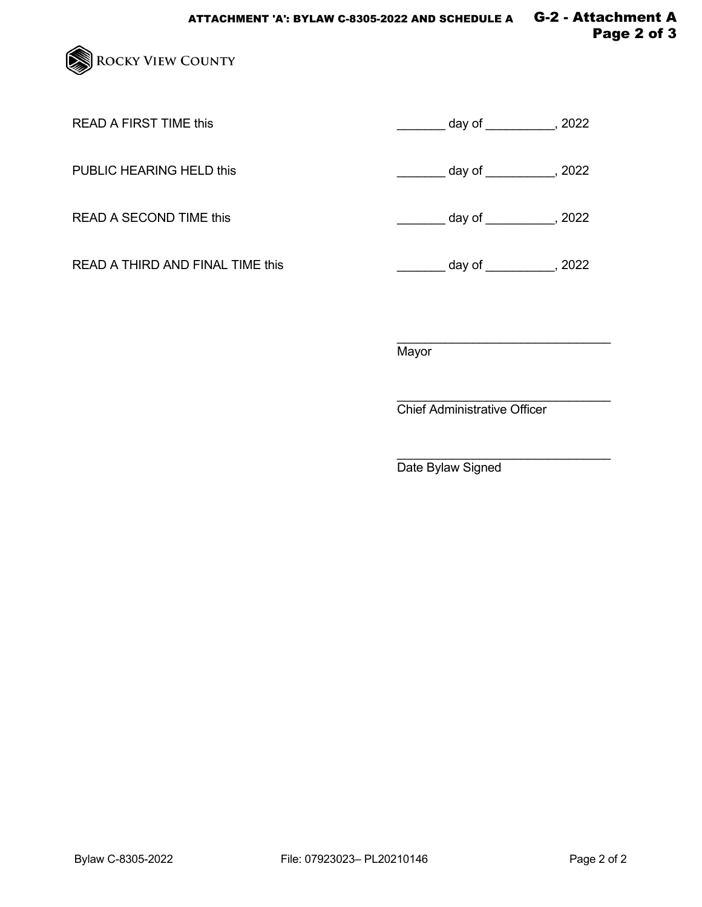READ A FIRST TIME this _______ day of __________, 2022

PUBLIC HEARING HELD this _______ day of __________, 2022

READ A SECOND TIME this _______ day of __________, 2022

READ A THIRD AND FINAL TIME this _______ day of __________, 2022

_______________________________
Mayor

_______________________________
Chief Administrative Officer

_______________________________
Date Bylaw Signed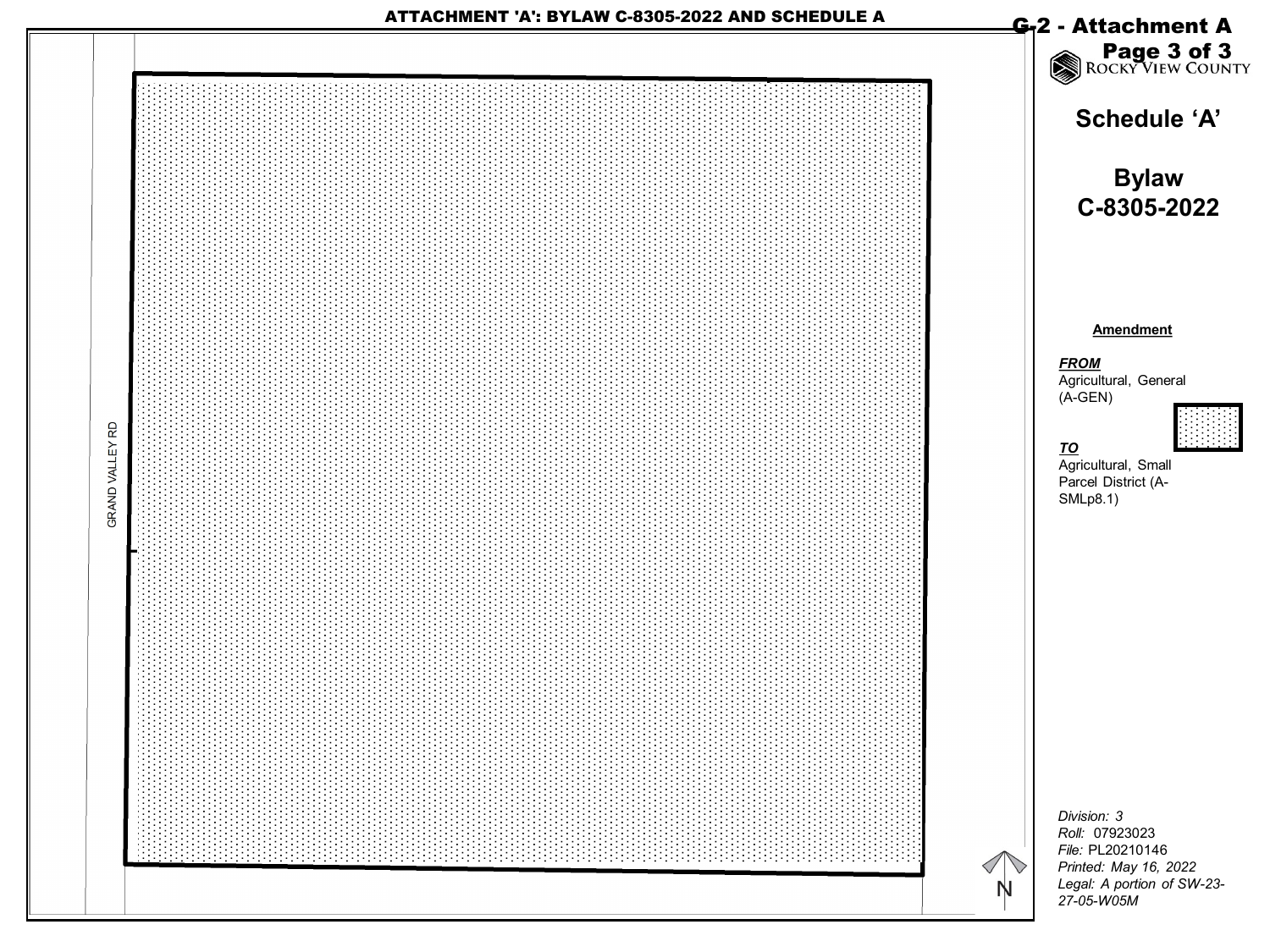ATTACHMENT 'A': BYLAW C-8305-2022 AND SCHEDULE A

G-2 - Attachment A

ROCKY VIEW COUNTY

GRAND VALLEY RD

N

# Schedule 'A'

# Bylaw C-8305-2022

**Amendment**

***FROM***
Agricultural, General (A-GEN)

***TO***
Agricultural, Small Parcel District (A-SMLp8.1)

*Division:* 3
*Roll:* 07923023
*File:* PL20210146
*Printed: May 16, 2022*
*Legal: A portion of SW-23-27-05-W05M*